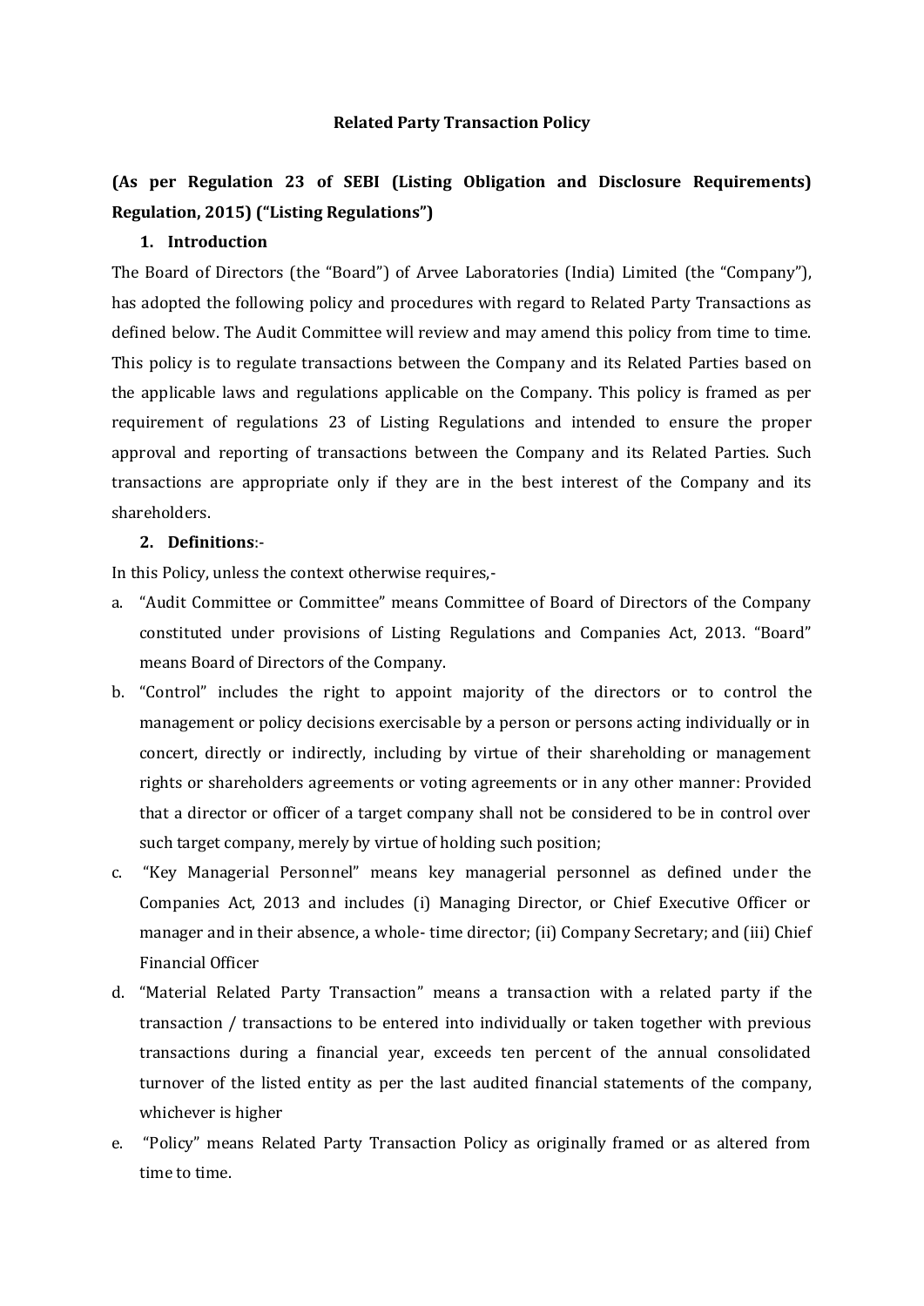# Related Party Transaction Policy

## (As per Regulation 23 of SEBI (Listing Obligation and Disclosure Requirements) Regulation, 2015) ("Listing Regulations")

### 1. Introduction

The Board of Directors (the "Board") of Arvee Laboratories (India) Limited (the "Company"), has adopted the following policy and procedures with regard to Related Party Transactions as defined below. The Audit Committee will review and may amend this policy from time to time. This policy is to regulate transactions between the Company and its Related Parties based on the applicable laws and regulations applicable on the Company. This policy is framed as per requirement of regulations 23 of Listing Regulations and intended to ensure the proper approval and reporting of transactions between the Company and its Related Parties. Such transactions are appropriate only if they are in the best interest of the Company and its shareholders.

### 2. Definitions:-

In this Policy, unless the context otherwise requires,-

a. "Audit Committee or Committee" means Committee of Board of Directors of the Company constituted under provisions of Listing Regulations and Companies Act, 2013. "Board" means Board of Directors of the Company.

b. "Control" includes the right to appoint majority of the directors or to control the management or policy decisions exercisable by a person or persons acting individually or in concert, directly or indirectly, including by virtue of their shareholding or management rights or shareholders agreements or voting agreements or in any other manner: Provided that a director or officer of a target company shall not be considered to be in control over such target company, merely by virtue of holding such position;

c. "Key Managerial Personnel" means key managerial personnel as defined under the Companies Act, 2013 and includes (i) Managing Director, or Chief Executive Officer or manager and in their absence, a whole- time director; (ii) Company Secretary; and (iii) Chief Financial Officer

d. "Material Related Party Transaction" means a transaction with a related party if the transaction / transactions to be entered into individually or taken together with previous transactions during a financial year, exceeds ten percent of the annual consolidated turnover of the listed entity as per the last audited financial statements of the company, whichever is higher

e. "Policy" means Related Party Transaction Policy as originally framed or as altered from time to time.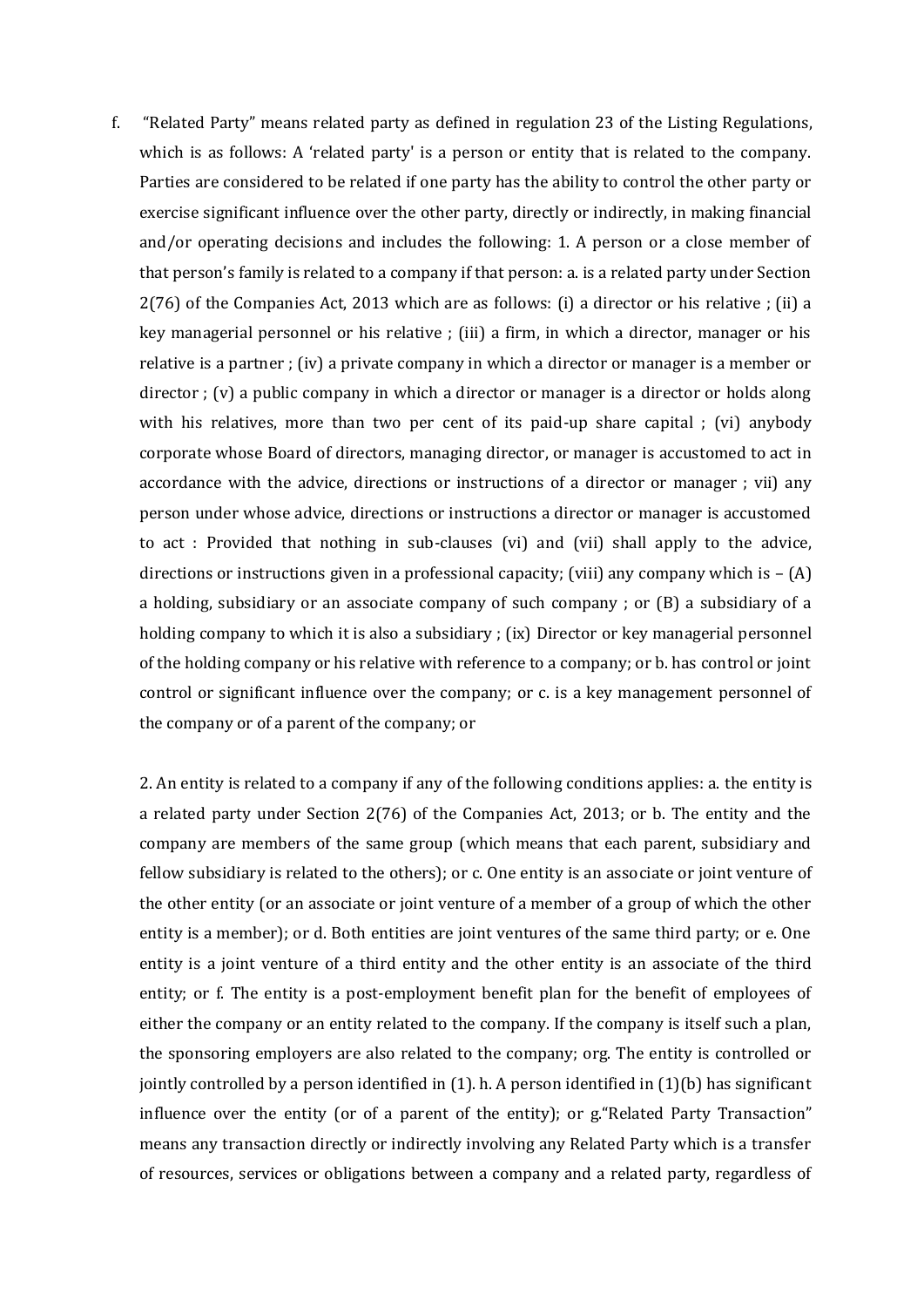f. "Related Party" means related party as defined in regulation 23 of the Listing Regulations, which is as follows: A 'related party' is a person or entity that is related to the company. Parties are considered to be related if one party has the ability to control the other party or exercise significant influence over the other party, directly or indirectly, in making financial and/or operating decisions and includes the following: 1. A person or a close member of that person's family is related to a company if that person: a. is a related party under Section 2(76) of the Companies Act, 2013 which are as follows: (i) a director or his relative ; (ii) a key managerial personnel or his relative ; (iii) a firm, in which a director, manager or his relative is a partner ; (iv) a private company in which a director or manager is a member or director ; (v) a public company in which a director or manager is a director or holds along with his relatives, more than two per cent of its paid-up share capital ; (vi) anybody corporate whose Board of directors, managing director, or manager is accustomed to act in accordance with the advice, directions or instructions of a director or manager ; vii) any person under whose advice, directions or instructions a director or manager is accustomed to act : Provided that nothing in sub-clauses (vi) and (vii) shall apply to the advice, directions or instructions given in a professional capacity; (viii) any company which is – (A) a holding, subsidiary or an associate company of such company ; or (B) a subsidiary of a holding company to which it is also a subsidiary ; (ix) Director or key managerial personnel of the holding company or his relative with reference to a company; or b. has control or joint control or significant influence over the company; or c. is a key management personnel of the company or of a parent of the company; or

2. An entity is related to a company if any of the following conditions applies: a. the entity is a related party under Section 2(76) of the Companies Act, 2013; or b. The entity and the company are members of the same group (which means that each parent, subsidiary and fellow subsidiary is related to the others); or c. One entity is an associate or joint venture of the other entity (or an associate or joint venture of a member of a group of which the other entity is a member); or d. Both entities are joint ventures of the same third party; or e. One entity is a joint venture of a third entity and the other entity is an associate of the third entity; or f. The entity is a post-employment benefit plan for the benefit of employees of either the company or an entity related to the company. If the company is itself such a plan, the sponsoring employers are also related to the company; org. The entity is controlled or jointly controlled by a person identified in (1). h. A person identified in (1)(b) has significant influence over the entity (or of a parent of the entity); or g."Related Party Transaction" means any transaction directly or indirectly involving any Related Party which is a transfer of resources, services or obligations between a company and a related party, regardless of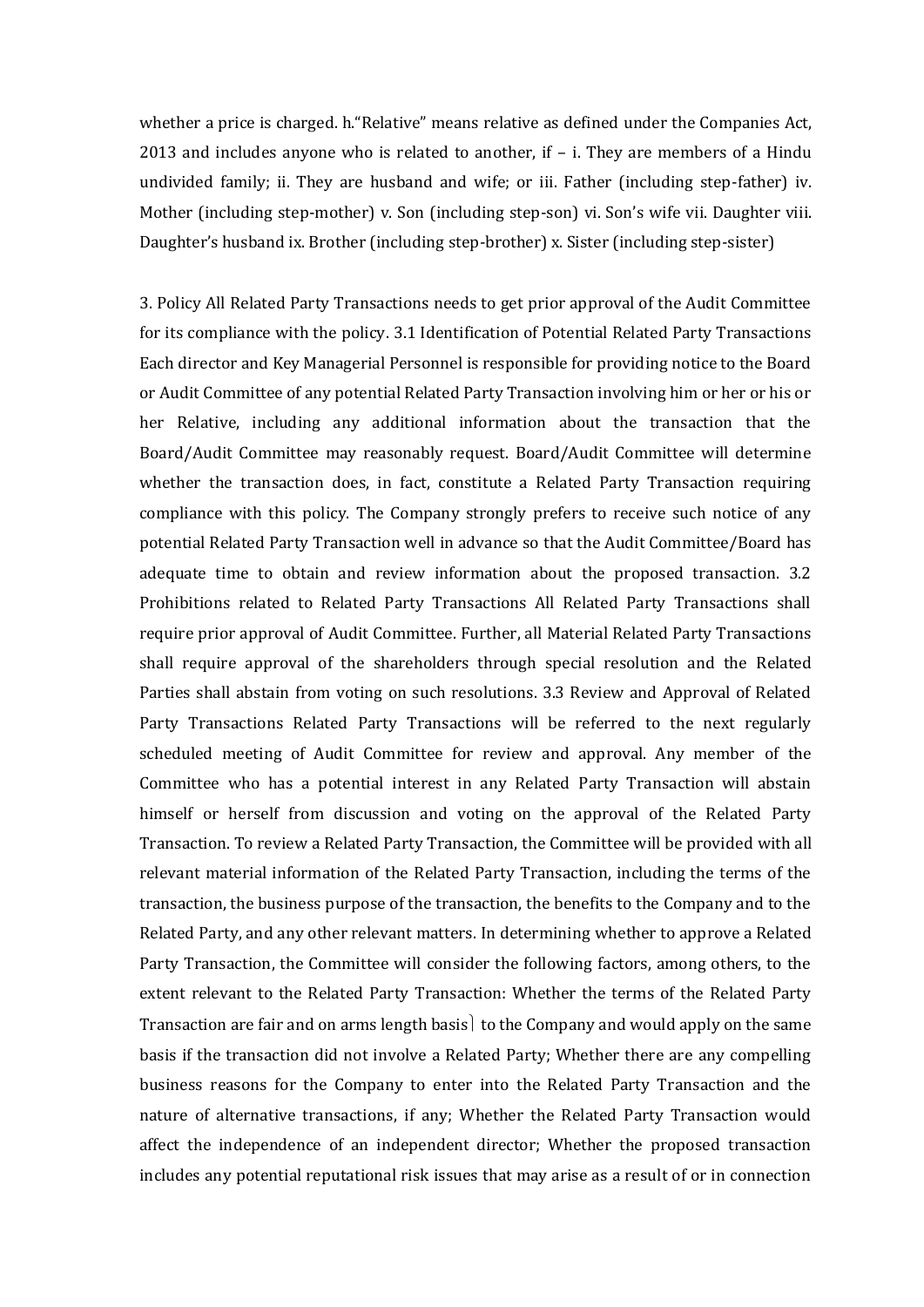whether a price is charged. h."Relative" means relative as defined under the Companies Act, 2013 and includes anyone who is related to another, if – i. They are members of a Hindu undivided family; ii. They are husband and wife; or iii. Father (including step-father) iv. Mother (including step-mother) v. Son (including step-son) vi. Son's wife vii. Daughter viii. Daughter's husband ix. Brother (including step-brother) x. Sister (including step-sister)

3. Policy All Related Party Transactions needs to get prior approval of the Audit Committee for its compliance with the policy. 3.1 Identification of Potential Related Party Transactions Each director and Key Managerial Personnel is responsible for providing notice to the Board or Audit Committee of any potential Related Party Transaction involving him or her or his or her Relative, including any additional information about the transaction that the Board/Audit Committee may reasonably request. Board/Audit Committee will determine whether the transaction does, in fact, constitute a Related Party Transaction requiring compliance with this policy. The Company strongly prefers to receive such notice of any potential Related Party Transaction well in advance so that the Audit Committee/Board has adequate time to obtain and review information about the proposed transaction. 3.2 Prohibitions related to Related Party Transactions All Related Party Transactions shall require prior approval of Audit Committee. Further, all Material Related Party Transactions shall require approval of the shareholders through special resolution and the Related Parties shall abstain from voting on such resolutions. 3.3 Review and Approval of Related Party Transactions Related Party Transactions will be referred to the next regularly scheduled meeting of Audit Committee for review and approval. Any member of the Committee who has a potential interest in any Related Party Transaction will abstain himself or herself from discussion and voting on the approval of the Related Party Transaction. To review a Related Party Transaction, the Committee will be provided with all relevant material information of the Related Party Transaction, including the terms of the transaction, the business purpose of the transaction, the benefits to the Company and to the Related Party, and any other relevant matters. In determining whether to approve a Related Party Transaction, the Committee will consider the following factors, among others, to the extent relevant to the Related Party Transaction: Whether the terms of the Related Party Transaction are fair and on arms length basis to the Company and would apply on the same basis if the transaction did not involve a Related Party; Whether there are any compelling business reasons for the Company to enter into the Related Party Transaction and the nature of alternative transactions, if any; Whether the Related Party Transaction would affect the independence of an independent director; Whether the proposed transaction includes any potential reputational risk issues that may arise as a result of or in connection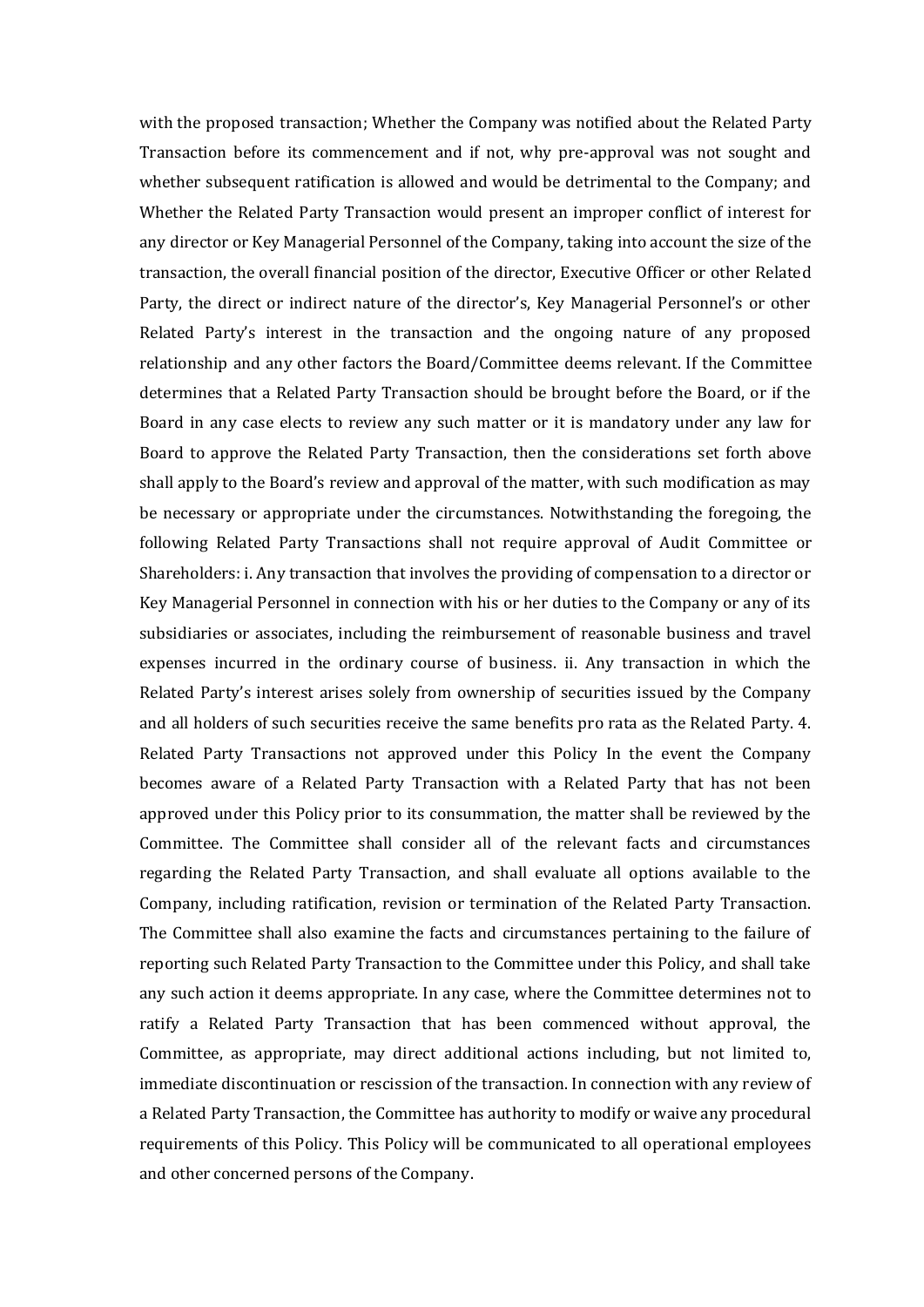with the proposed transaction; Whether the Company was notified about the Related Party Transaction before its commencement and if not, why pre-approval was not sought and whether subsequent ratification is allowed and would be detrimental to the Company; and Whether the Related Party Transaction would present an improper conflict of interest for any director or Key Managerial Personnel of the Company, taking into account the size of the transaction, the overall financial position of the director, Executive Officer or other Related Party, the direct or indirect nature of the director's, Key Managerial Personnel's or other Related Party's interest in the transaction and the ongoing nature of any proposed relationship and any other factors the Board/Committee deems relevant. If the Committee determines that a Related Party Transaction should be brought before the Board, or if the Board in any case elects to review any such matter or it is mandatory under any law for Board to approve the Related Party Transaction, then the considerations set forth above shall apply to the Board's review and approval of the matter, with such modification as may be necessary or appropriate under the circumstances. Notwithstanding the foregoing, the following Related Party Transactions shall not require approval of Audit Committee or Shareholders: i. Any transaction that involves the providing of compensation to a director or Key Managerial Personnel in connection with his or her duties to the Company or any of its subsidiaries or associates, including the reimbursement of reasonable business and travel expenses incurred in the ordinary course of business. ii. Any transaction in which the Related Party's interest arises solely from ownership of securities issued by the Company and all holders of such securities receive the same benefits pro rata as the Related Party. 4. Related Party Transactions not approved under this Policy In the event the Company becomes aware of a Related Party Transaction with a Related Party that has not been approved under this Policy prior to its consummation, the matter shall be reviewed by the Committee. The Committee shall consider all of the relevant facts and circumstances regarding the Related Party Transaction, and shall evaluate all options available to the Company, including ratification, revision or termination of the Related Party Transaction. The Committee shall also examine the facts and circumstances pertaining to the failure of reporting such Related Party Transaction to the Committee under this Policy, and shall take any such action it deems appropriate. In any case, where the Committee determines not to ratify a Related Party Transaction that has been commenced without approval, the Committee, as appropriate, may direct additional actions including, but not limited to, immediate discontinuation or rescission of the transaction. In connection with any review of a Related Party Transaction, the Committee has authority to modify or waive any procedural requirements of this Policy. This Policy will be communicated to all operational employees and other concerned persons of the Company.